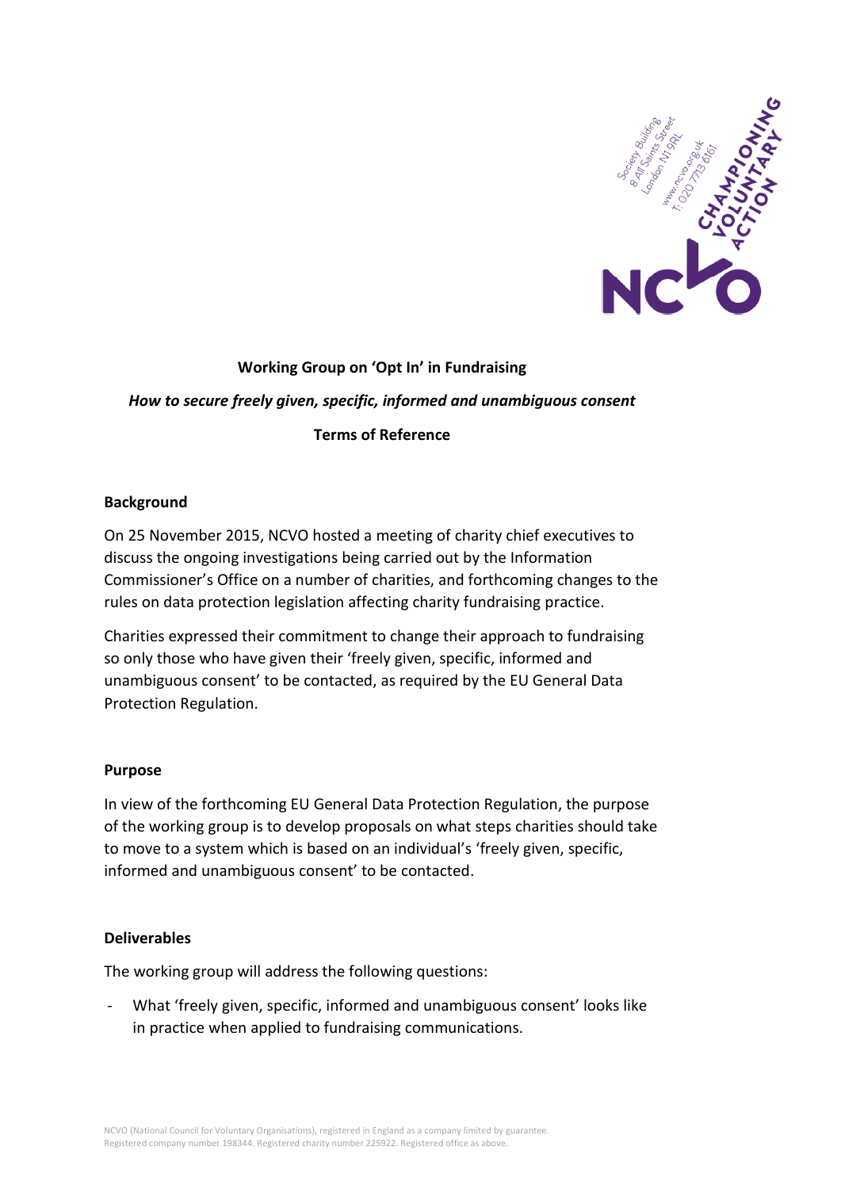**Working Group on 'Opt In' in Fundraising**

***How to secure freely given, specific, informed and unambiguous consent***

**Terms of Reference**

## Background

On 25 November 2015, NCVO hosted a meeting of charity chief executives to discuss the ongoing investigations being carried out by the Information Commissioner's Office on a number of charities, and forthcoming changes to the rules on data protection legislation affecting charity fundraising practice.

Charities expressed their commitment to change their approach to fundraising so only those who have given their 'freely given, specific, informed and unambiguous consent' to be contacted, as required by the EU General Data Protection Regulation.

## Purpose

In view of the forthcoming EU General Data Protection Regulation, the purpose of the working group is to develop proposals on what steps charities should take to move to a system which is based on an individual's 'freely given, specific, informed and unambiguous consent' to be contacted.

## Deliverables

The working group will address the following questions:

- What 'freely given, specific, informed and unambiguous consent' looks like in practice when applied to fundraising communications.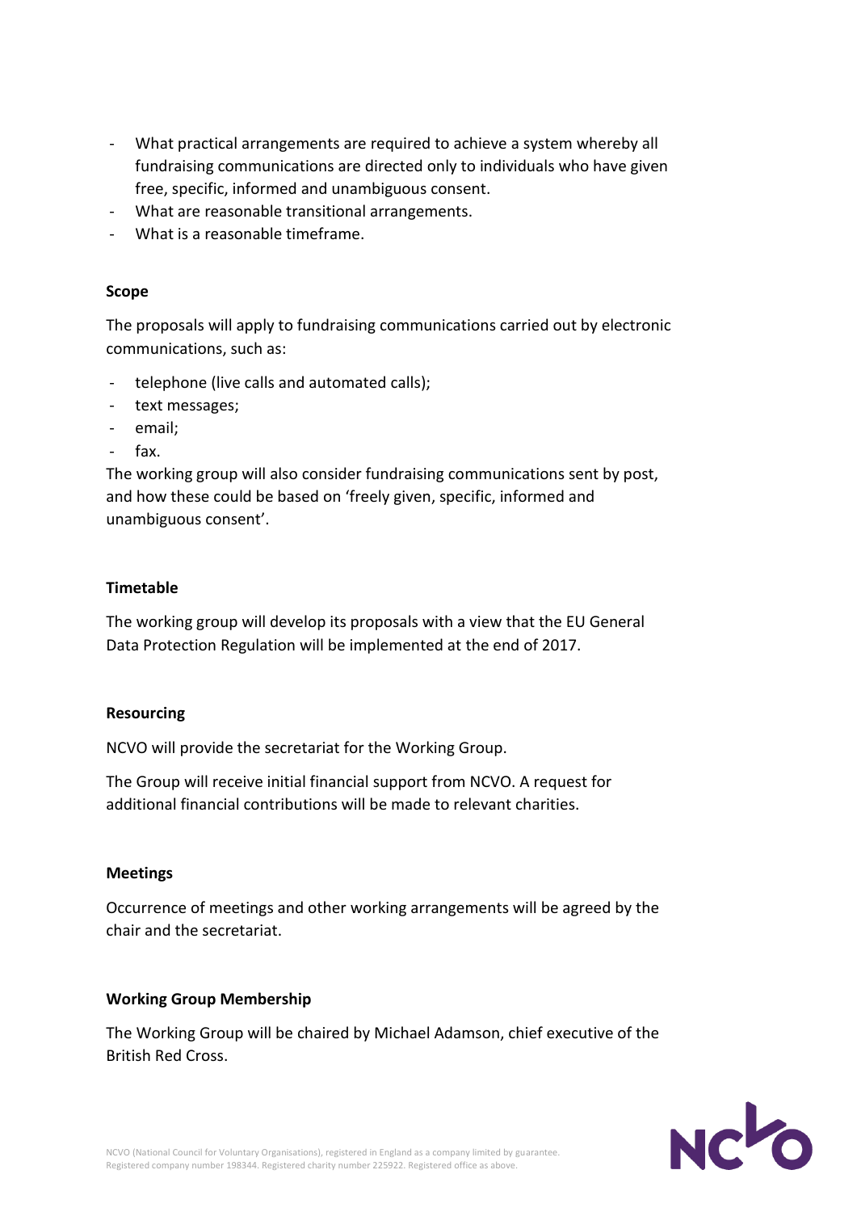- What practical arrangements are required to achieve a system whereby all fundraising communications are directed only to individuals who have given free, specific, informed and unambiguous consent.
- What are reasonable transitional arrangements.
- What is a reasonable timeframe.

**Scope**

The proposals will apply to fundraising communications carried out by electronic communications, such as:

- telephone (live calls and automated calls);
- text messages;
- email;
- fax.

The working group will also consider fundraising communications sent by post, and how these could be based on 'freely given, specific, informed and unambiguous consent'.

**Timetable**

The working group will develop its proposals with a view that the EU General Data Protection Regulation will be implemented at the end of 2017.

**Resourcing**

NCVO will provide the secretariat for the Working Group.

The Group will receive initial financial support from NCVO. A request for additional financial contributions will be made to relevant charities.

**Meetings**

Occurrence of meetings and other working arrangements will be agreed by the chair and the secretariat.

**Working Group Membership**

The Working Group will be chaired by Michael Adamson, chief executive of the British Red Cross.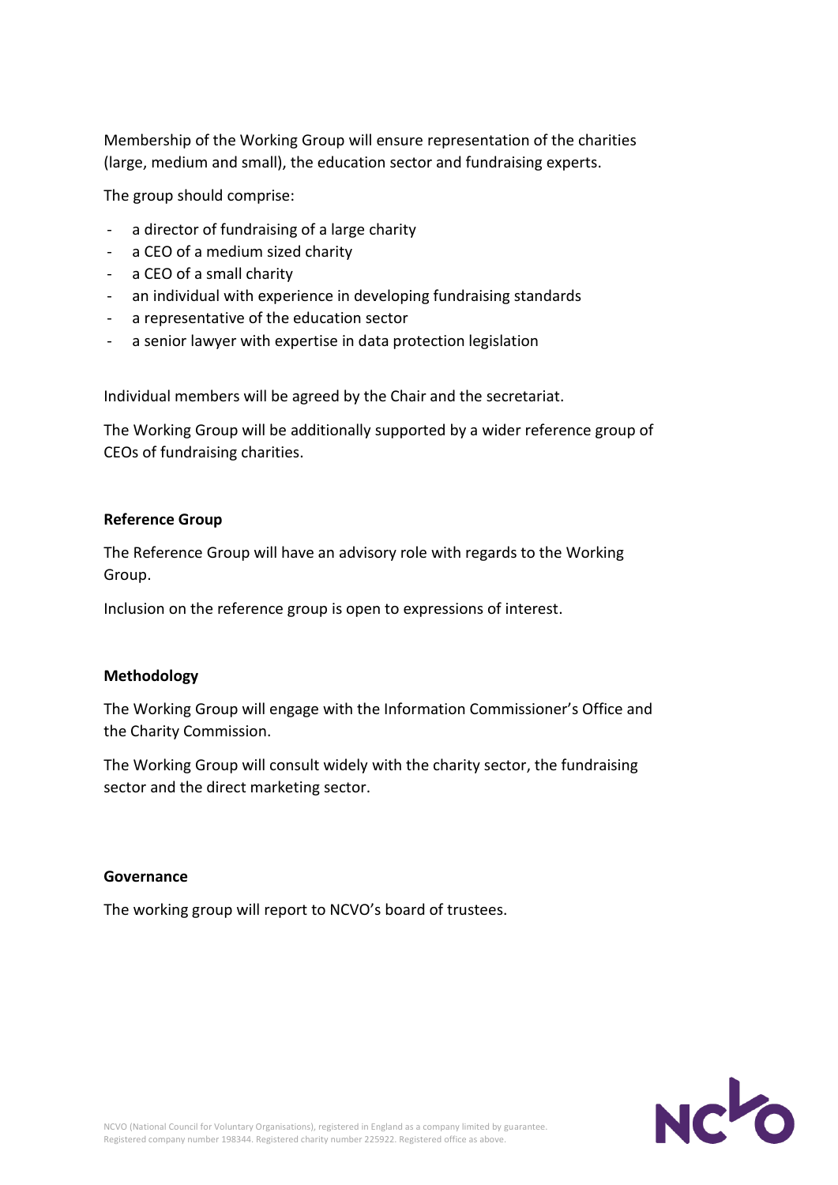Membership of the Working Group will ensure representation of the charities (large, medium and small), the education sector and fundraising experts.

The group should comprise:

- a director of fundraising of a large charity
- a CEO of a medium sized charity
- a CEO of a small charity
- an individual with experience in developing fundraising standards
- a representative of the education sector
- a senior lawyer with expertise in data protection legislation

Individual members will be agreed by the Chair and the secretariat.

The Working Group will be additionally supported by a wider reference group of CEOs of fundraising charities.

**Reference Group**

The Reference Group will have an advisory role with regards to the Working Group.

Inclusion on the reference group is open to expressions of interest.

**Methodology**

The Working Group will engage with the Information Commissioner's Office and the Charity Commission.

The Working Group will consult widely with the charity sector, the fundraising sector and the direct marketing sector.

**Governance**

The working group will report to NCVO's board of trustees.

NCVO (National Council for Voluntary Organisations), registered in England as a company limited by guarantee. Registered company number 198344. Registered charity number 225922. Registered office as above.